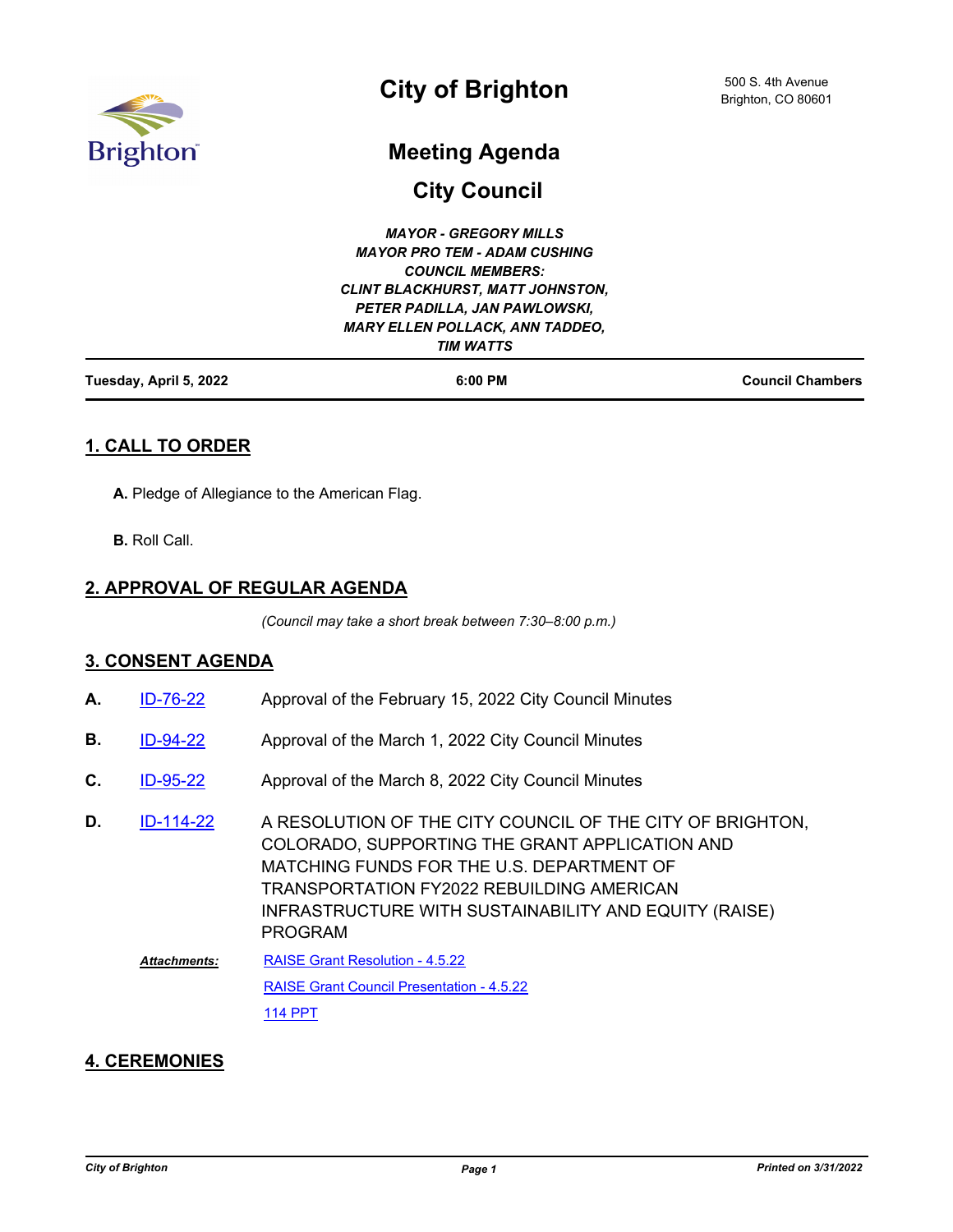# City of Brighton

500 S. 4th Avenue
Brighton, CO 80601

## Meeting Agenda

## City Council

***MAYOR - GREGORY MILLS***
***MAYOR PRO TEM - ADAM CUSHING***
***COUNCIL MEMBERS:***
***CLINT BLACKHURST, MATT JOHNSTON, PETER PADILLA, JAN PAWLOWSKI, MARY ELLEN POLLACK, ANN TADDEO, TIM WATTS***

**Tuesday, April 5, 2022** | **6:00 PM** | **Council Chambers**

## 1. CALL TO ORDER

**A.** Pledge of Allegiance to the American Flag.

**B.** Roll Call.

## 2. APPROVAL OF REGULAR AGENDA

*(Council may take a short break between 7:30–8:00 p.m.)*

## 3. CONSENT AGENDA

**A.** ID-76-22 — Approval of the February 15, 2022 City Council Minutes

**B.** ID-94-22 — Approval of the March 1, 2022 City Council Minutes

**C.** ID-95-22 — Approval of the March 8, 2022 City Council Minutes

**D.** ID-114-22 — A RESOLUTION OF THE CITY COUNCIL OF THE CITY OF BRIGHTON, COLORADO, SUPPORTING THE GRANT APPLICATION AND MATCHING FUNDS FOR THE U.S. DEPARTMENT OF TRANSPORTATION FY2022 REBUILDING AMERICAN INFRASTRUCTURE WITH SUSTAINABILITY AND EQUITY (RAISE) PROGRAM

***Attachments:***
- RAISE Grant Resolution - 4.5.22
- RAISE Grant Council Presentation - 4.5.22
- 114 PPT

## 4. CEREMONIES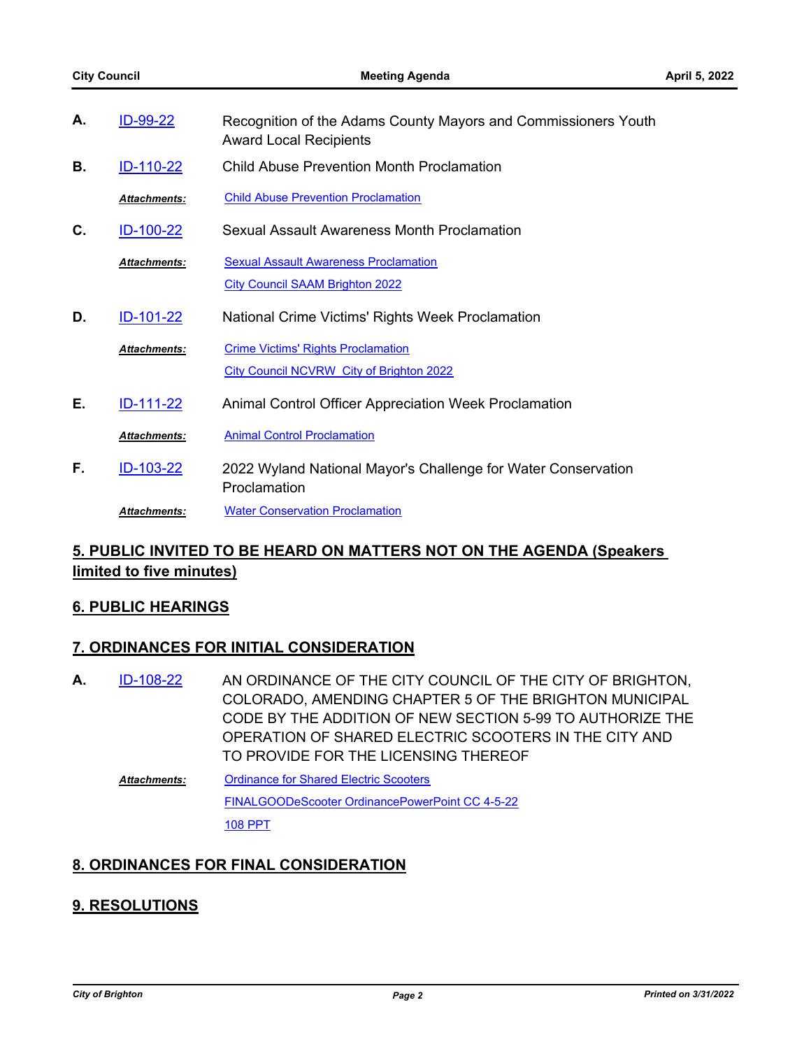**A.** ID-99-22 Recognition of the Adams County Mayors and Commissioners Youth Award Local Recipients

**B.** ID-110-22 Child Abuse Prevention Month Proclamation

***Attachments:*** Child Abuse Prevention Proclamation

**C.** ID-100-22 Sexual Assault Awareness Month Proclamation

***Attachments:*** Sexual Assault Awareness Proclamation
City Council SAAM Brighton 2022

**D.** ID-101-22 National Crime Victims' Rights Week Proclamation

***Attachments:*** Crime Victims' Rights Proclamation
City Council NCVRW City of Brighton 2022

**E.** ID-111-22 Animal Control Officer Appreciation Week Proclamation

***Attachments:*** Animal Control Proclamation

**F.** ID-103-22 2022 Wyland National Mayor's Challenge for Water Conservation Proclamation

***Attachments:*** Water Conservation Proclamation

## 5. PUBLIC INVITED TO BE HEARD ON MATTERS NOT ON THE AGENDA (Speakers limited to five minutes)

## 6. PUBLIC HEARINGS

## 7. ORDINANCES FOR INITIAL CONSIDERATION

**A.** ID-108-22 AN ORDINANCE OF THE CITY COUNCIL OF THE CITY OF BRIGHTON, COLORADO, AMENDING CHAPTER 5 OF THE BRIGHTON MUNICIPAL CODE BY THE ADDITION OF NEW SECTION 5-99 TO AUTHORIZE THE OPERATION OF SHARED ELECTRIC SCOOTERS IN THE CITY AND TO PROVIDE FOR THE LICENSING THEREOF

***Attachments:*** Ordinance for Shared Electric Scooters
FINALGOODeScooter OrdinancePowerPoint CC 4-5-22
108 PPT

## 8. ORDINANCES FOR FINAL CONSIDERATION

## 9. RESOLUTIONS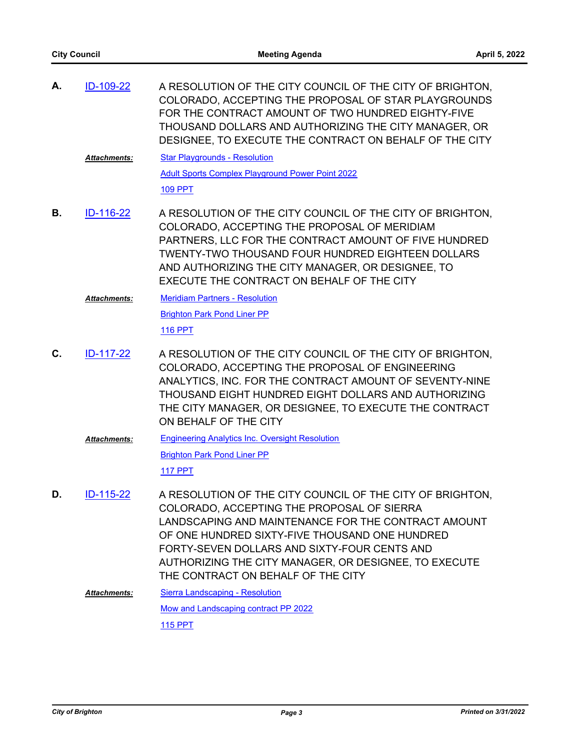**A.** ID-109-22

A RESOLUTION OF THE CITY COUNCIL OF THE CITY OF BRIGHTON, COLORADO, ACCEPTING THE PROPOSAL OF STAR PLAYGROUNDS FOR THE CONTRACT AMOUNT OF TWO HUNDRED EIGHTY-FIVE THOUSAND DOLLARS AND AUTHORIZING THE CITY MANAGER, OR DESIGNEE, TO EXECUTE THE CONTRACT ON BEHALF OF THE CITY

***Attachments:*** Star Playgrounds - Resolution
Adult Sports Complex Playground Power Point 2022
109 PPT

**B.** ID-116-22

A RESOLUTION OF THE CITY COUNCIL OF THE CITY OF BRIGHTON, COLORADO, ACCEPTING THE PROPOSAL OF MERIDIAM PARTNERS, LLC FOR THE CONTRACT AMOUNT OF FIVE HUNDRED TWENTY-TWO THOUSAND FOUR HUNDRED EIGHTEEN DOLLARS AND AUTHORIZING THE CITY MANAGER, OR DESIGNEE, TO EXECUTE THE CONTRACT ON BEHALF OF THE CITY

***Attachments:*** Meridiam Partners - Resolution
Brighton Park Pond Liner PP
116 PPT

**C.** ID-117-22

A RESOLUTION OF THE CITY COUNCIL OF THE CITY OF BRIGHTON, COLORADO, ACCEPTING THE PROPOSAL OF ENGINEERING ANALYTICS, INC. FOR THE CONTRACT AMOUNT OF SEVENTY-NINE THOUSAND EIGHT HUNDRED EIGHT DOLLARS AND AUTHORIZING THE CITY MANAGER, OR DESIGNEE, TO EXECUTE THE CONTRACT ON BEHALF OF THE CITY

***Attachments:*** Engineering Analytics Inc. Oversight Resolution
Brighton Park Pond Liner PP
117 PPT

**D.** ID-115-22

A RESOLUTION OF THE CITY COUNCIL OF THE CITY OF BRIGHTON, COLORADO, ACCEPTING THE PROPOSAL OF SIERRA LANDSCAPING AND MAINTENANCE FOR THE CONTRACT AMOUNT OF ONE HUNDRED SIXTY-FIVE THOUSAND ONE HUNDRED FORTY-SEVEN DOLLARS AND SIXTY-FOUR CENTS AND AUTHORIZING THE CITY MANAGER, OR DESIGNEE, TO EXECUTE THE CONTRACT ON BEHALF OF THE CITY

***Attachments:*** Sierra Landscaping - Resolution
Mow and Landscaping contract PP 2022
115 PPT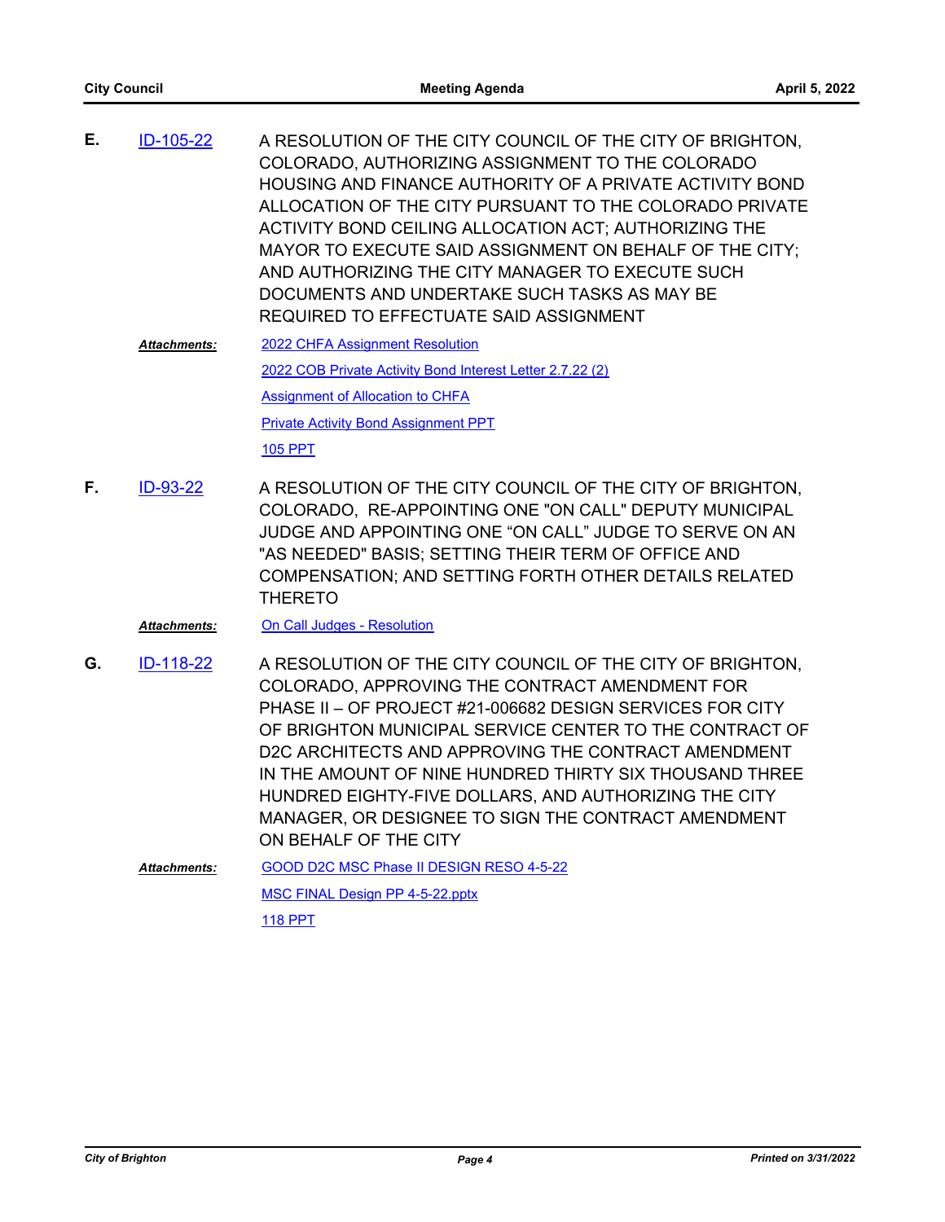**E.** ID-105-22

A RESOLUTION OF THE CITY COUNCIL OF THE CITY OF BRIGHTON, COLORADO, AUTHORIZING ASSIGNMENT TO THE COLORADO HOUSING AND FINANCE AUTHORITY OF A PRIVATE ACTIVITY BOND ALLOCATION OF THE CITY PURSUANT TO THE COLORADO PRIVATE ACTIVITY BOND CEILING ALLOCATION ACT; AUTHORIZING THE MAYOR TO EXECUTE SAID ASSIGNMENT ON BEHALF OF THE CITY; AND AUTHORIZING THE CITY MANAGER TO EXECUTE SUCH DOCUMENTS AND UNDERTAKE SUCH TASKS AS MAY BE REQUIRED TO EFFECTUATE SAID ASSIGNMENT

***Attachments:***
- 2022 CHFA Assignment Resolution
- 2022 COB Private Activity Bond Interest Letter 2.7.22 (2)
- Assignment of Allocation to CHFA
- Private Activity Bond Assignment PPT
- 105 PPT

**F.** ID-93-22

A RESOLUTION OF THE CITY COUNCIL OF THE CITY OF BRIGHTON, COLORADO, RE-APPOINTING ONE "ON CALL" DEPUTY MUNICIPAL JUDGE AND APPOINTING ONE "ON CALL" JUDGE TO SERVE ON AN "AS NEEDED" BASIS; SETTING THEIR TERM OF OFFICE AND COMPENSATION; AND SETTING FORTH OTHER DETAILS RELATED THERETO

***Attachments:***
- On Call Judges - Resolution

**G.** ID-118-22

A RESOLUTION OF THE CITY COUNCIL OF THE CITY OF BRIGHTON, COLORADO, APPROVING THE CONTRACT AMENDMENT FOR PHASE II – OF PROJECT #21-006682 DESIGN SERVICES FOR CITY OF BRIGHTON MUNICIPAL SERVICE CENTER TO THE CONTRACT OF D2C ARCHITECTS AND APPROVING THE CONTRACT AMENDMENT IN THE AMOUNT OF NINE HUNDRED THIRTY SIX THOUSAND THREE HUNDRED EIGHTY-FIVE DOLLARS, AND AUTHORIZING THE CITY MANAGER, OR DESIGNEE TO SIGN THE CONTRACT AMENDMENT ON BEHALF OF THE CITY

***Attachments:***
- GOOD D2C MSC Phase II DESIGN RESO 4-5-22
- MSC FINAL Design PP 4-5-22.pptx
- 118 PPT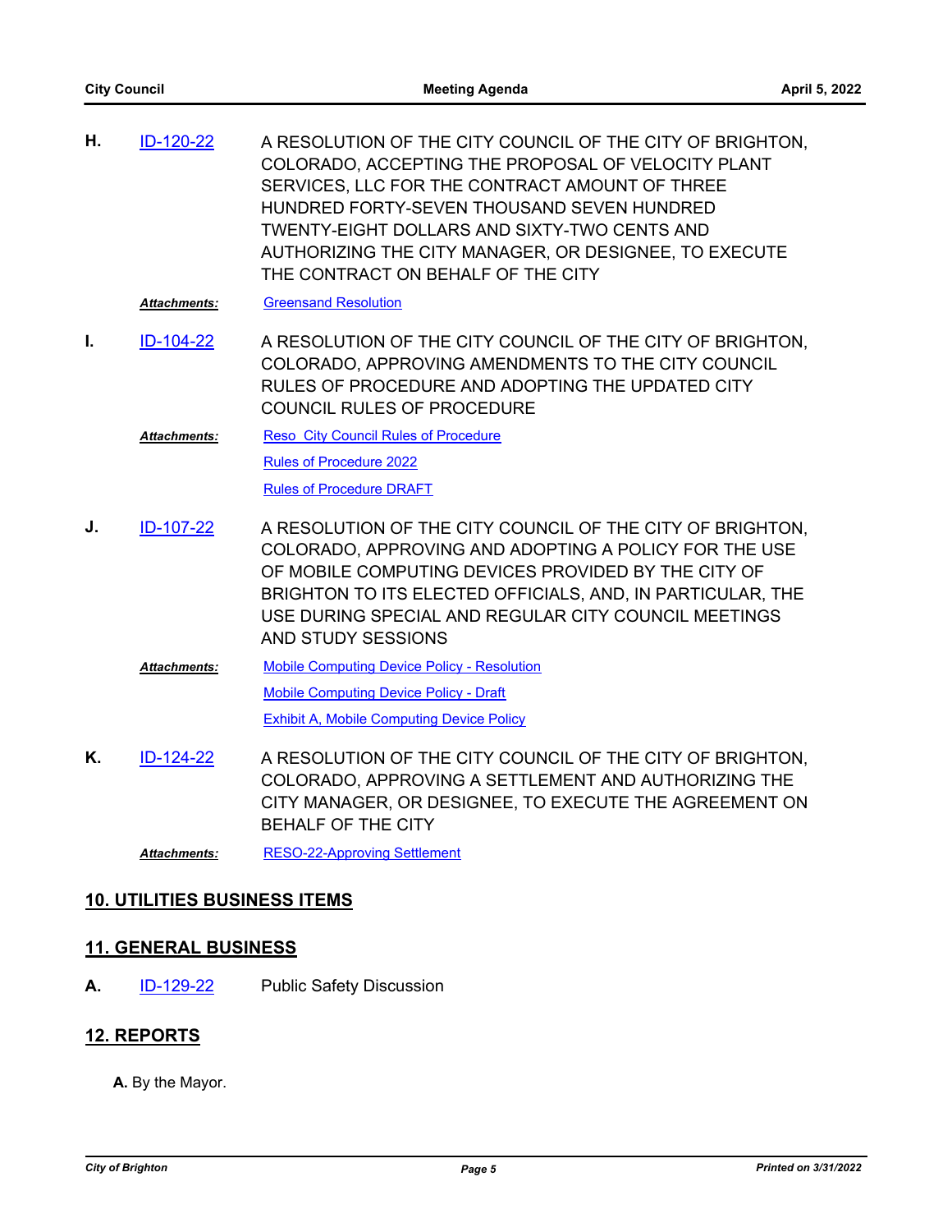**H.** ID-120-22 A RESOLUTION OF THE CITY COUNCIL OF THE CITY OF BRIGHTON, COLORADO, ACCEPTING THE PROPOSAL OF VELOCITY PLANT SERVICES, LLC FOR THE CONTRACT AMOUNT OF THREE HUNDRED FORTY-SEVEN THOUSAND SEVEN HUNDRED TWENTY-EIGHT DOLLARS AND SIXTY-TWO CENTS AND AUTHORIZING THE CITY MANAGER, OR DESIGNEE, TO EXECUTE THE CONTRACT ON BEHALF OF THE CITY

***Attachments:*** Greensand Resolution

**I.** ID-104-22 A RESOLUTION OF THE CITY COUNCIL OF THE CITY OF BRIGHTON, COLORADO, APPROVING AMENDMENTS TO THE CITY COUNCIL RULES OF PROCEDURE AND ADOPTING THE UPDATED CITY COUNCIL RULES OF PROCEDURE

***Attachments:*** Reso City Council Rules of Procedure
Rules of Procedure 2022
Rules of Procedure DRAFT

**J.** ID-107-22 A RESOLUTION OF THE CITY COUNCIL OF THE CITY OF BRIGHTON, COLORADO, APPROVING AND ADOPTING A POLICY FOR THE USE OF MOBILE COMPUTING DEVICES PROVIDED BY THE CITY OF BRIGHTON TO ITS ELECTED OFFICIALS, AND, IN PARTICULAR, THE USE DURING SPECIAL AND REGULAR CITY COUNCIL MEETINGS AND STUDY SESSIONS

***Attachments:*** Mobile Computing Device Policy - Resolution
Mobile Computing Device Policy - Draft
Exhibit A, Mobile Computing Device Policy

**K.** ID-124-22 A RESOLUTION OF THE CITY COUNCIL OF THE CITY OF BRIGHTON, COLORADO, APPROVING A SETTLEMENT AND AUTHORIZING THE CITY MANAGER, OR DESIGNEE, TO EXECUTE THE AGREEMENT ON BEHALF OF THE CITY

***Attachments:*** RESO-22-Approving Settlement

## 10. UTILITIES BUSINESS ITEMS

## 11. GENERAL BUSINESS

**A.** ID-129-22 Public Safety Discussion

## 12. REPORTS

**A.** By the Mayor.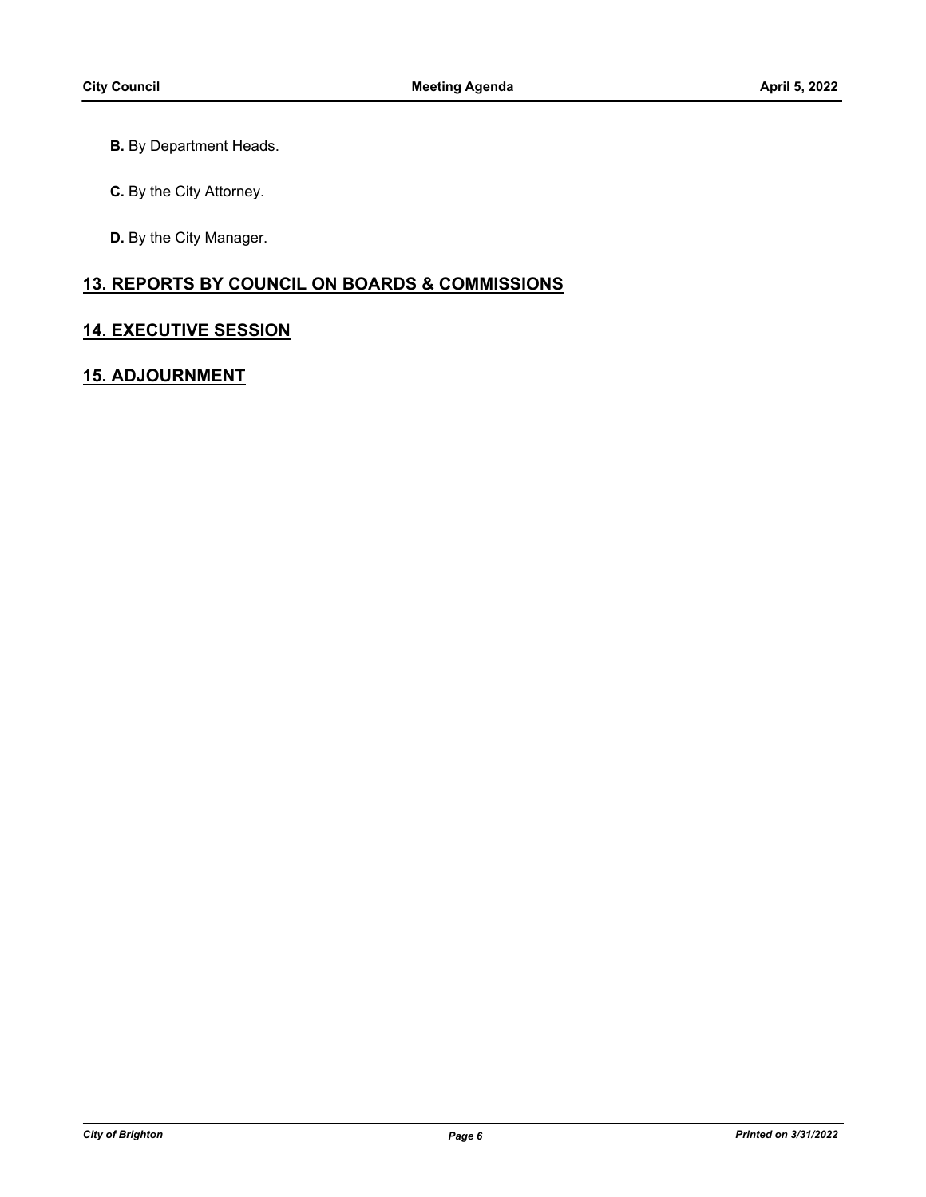**B.** By Department Heads.

**C.** By the City Attorney.

**D.** By the City Manager.

## 13. REPORTS BY COUNCIL ON BOARDS & COMMISSIONS

## 14. EXECUTIVE SESSION

## 15. ADJOURNMENT